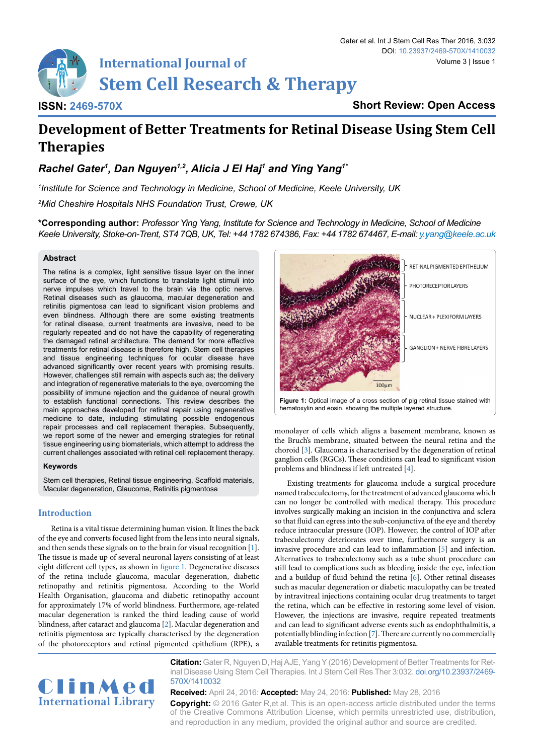# Development of Better Treatments for Retinal Disease Using Stem Cell Therapies

***Rachel Gater[1], Dan Nguyen[1,2], Alicia J El Haj[1] and Ying Yang[1*]***

*[1]Institute for Science and Technology in Medicine, School of Medicine, Keele University, UK*

*[2]Mid Cheshire Hospitals NHS Foundation Trust, Crewe, UK*

**\*Corresponding author:** *Professor Ying Yang, Institute for Science and Technology in Medicine, School of Medicine Keele University, Stoke-on-Trent, ST4 7QB, UK, Tel: +44 1782 674386, Fax: +44 1782 674467, E-mail: y.yang@keele.ac.uk*

**Short Review: Open Access**

## Abstract

The retina is a complex, light sensitive tissue layer on the inner surface of the eye, which functions to translate light stimuli into nerve impulses which travel to the brain via the optic nerve. Retinal diseases such as glaucoma, macular degeneration and retinitis pigmentosa can lead to significant vision problems and even blindness. Although there are some existing treatments for retinal disease, current treatments are invasive, need to be regularly repeated and do not have the capability of regenerating the damaged retinal architecture. The demand for more effective treatments for retinal disease is therefore high. Stem cell therapies and tissue engineering techniques for ocular disease have advanced significantly over recent years with promising results. However, challenges still remain with aspects such as; the delivery and integration of regenerative materials to the eye, overcoming the possibility of immune rejection and the guidance of neural growth to establish functional connections. This review describes the main approaches developed for retinal repair using regenerative medicine to date, including stimulating possible endogenous repair processes and cell replacement therapies. Subsequently, we report some of the newer and emerging strategies for retinal tissue engineering using biomaterials, which attempt to address the current challenges associated with retinal cell replacement therapy.

## Keywords

Stem cell therapies, Retinal tissue engineering, Scaffold materials, Macular degeneration, Glaucoma, Retinitis pigmentosa

## Introduction

Retina is a vital tissue determining human vision. It lines the back of the eye and converts focused light from the lens into neural signals, and then sends these signals on to the brain for visual recognition [1]. The tissue is made up of several neuronal layers consisting of at least eight different cell types, as shown in figure 1. Degenerative diseases of the retina include glaucoma, macular degeneration, diabetic retinopathy and retinitis pigmentosa. According to the World Health Organisation, glaucoma and diabetic retinopathy account for approximately 17% of world blindness. Furthermore, age-related macular degeneration is ranked the third leading cause of world blindness, after cataract and glaucoma [2]. Macular degeneration and retinitis pigmentosa are typically characterised by the degeneration of the photoreceptors and retinal pigmented epithelium (RPE), a monolayer of cells which aligns a basement membrane, known as the Bruch's membrane, situated between the neural retina and the choroid [3]. Glaucoma is characterised by the degeneration of retinal ganglion cells (RGCs). These conditions can lead to significant vision problems and blindness if left untreated [4].

**Figure 1:** Optical image of a cross section of pig retinal tissue stained with hematoxylin and eosin, showing the multiple layered structure.

Existing treatments for glaucoma include a surgical procedure named trabeculectomy, for the treatment of advanced glaucoma which can no longer be controlled with medical therapy. This procedure involves surgically making an incision in the conjunctiva and sclera so that fluid can egress into the sub-conjunctiva of the eye and thereby reduce intraocular pressure (IOP). However, the control of IOP after trabeculectomy deteriorates over time, furthermore surgery is an invasive procedure and can lead to inflammation [5] and infection. Alternatives to trabeculectomy such as a tube shunt procedure can still lead to complications such as bleeding inside the eye, infection and a buildup of fluid behind the retina [6]. Other retinal diseases such as macular degeneration or diabetic maculopathy can be treated by intravitreal injections containing ocular drug treatments to target the retina, which can be effective in restoring some level of vision. However, the injections are invasive, require repeated treatments and can lead to significant adverse events such as endophthalmitis, a potentially blinding infection [7]. There are currently no commercially available treatments for retinitis pigmentosa.

**Citation:** Gater R, Nguyen D, Haj AJE, Yang Y (2016) Development of Better Treatments for Retinal Disease Using Stem Cell Therapies. Int J Stem Cell Res Ther 3:032. doi.org/10.23937/2469-570X/1410032

**Received:** April 24, 2016: **Accepted:** May 24, 2016: **Published:** May 28, 2016

**Copyright:** © 2016 Gater R,et al. This is an open-access article distributed under the terms of the Creative Commons Attribution License, which permits unrestricted use, distribution, and reproduction in any medium, provided the original author and source are credited.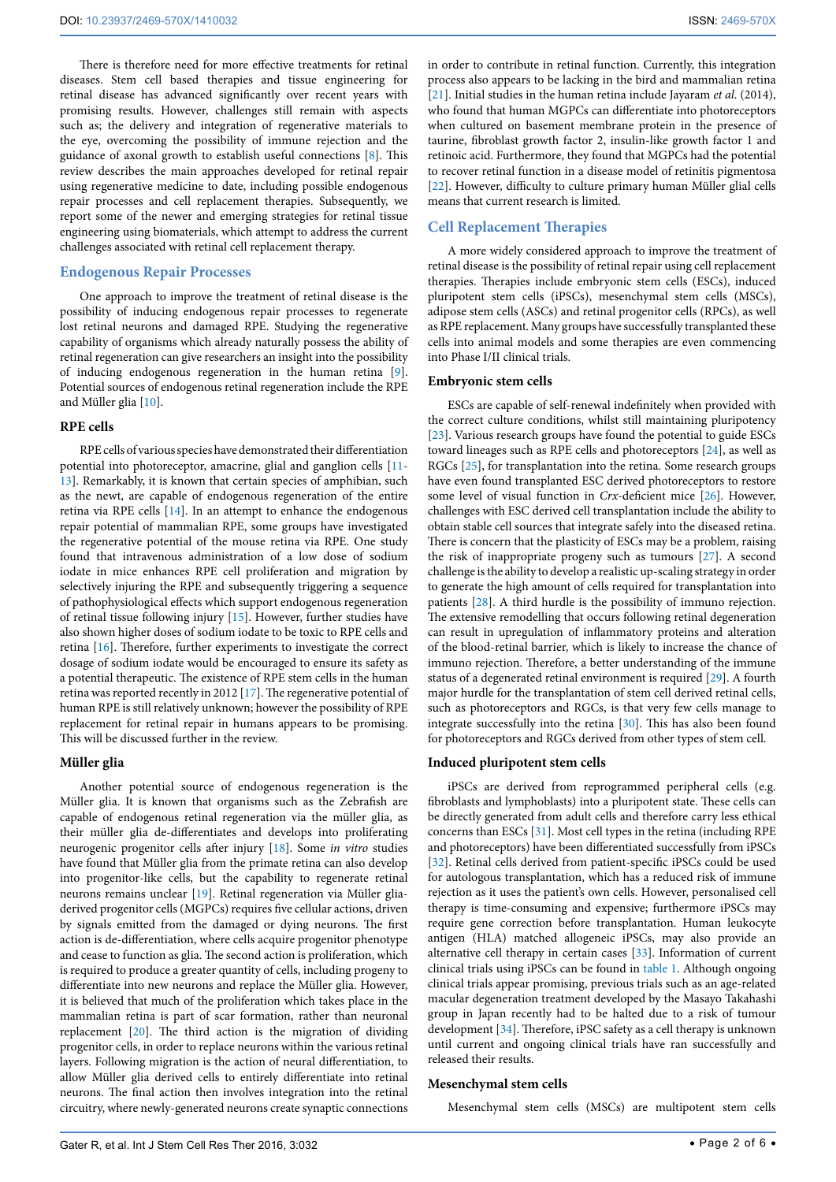There is therefore need for more effective treatments for retinal diseases. Stem cell based therapies and tissue engineering for retinal disease has advanced significantly over recent years with promising results. However, challenges still remain with aspects such as; the delivery and integration of regenerative materials to the eye, overcoming the possibility of immune rejection and the guidance of axonal growth to establish useful connections [8]. This review describes the main approaches developed for retinal repair using regenerative medicine to date, including possible endogenous repair processes and cell replacement therapies. Subsequently, we report some of the newer and emerging strategies for retinal tissue engineering using biomaterials, which attempt to address the current challenges associated with retinal cell replacement therapy.

## Endogenous Repair Processes

One approach to improve the treatment of retinal disease is the possibility of inducing endogenous repair processes to regenerate lost retinal neurons and damaged RPE. Studying the regenerative capability of organisms which already naturally possess the ability of retinal regeneration can give researchers an insight into the possibility of inducing endogenous regeneration in the human retina [9]. Potential sources of endogenous retinal regeneration include the RPE and Müller glia [10].

### RPE cells

RPE cells of various species have demonstrated their differentiation potential into photoreceptor, amacrine, glial and ganglion cells [11-13]. Remarkably, it is known that certain species of amphibian, such as the newt, are capable of endogenous regeneration of the entire retina via RPE cells [14]. In an attempt to enhance the endogenous repair potential of mammalian RPE, some groups have investigated the regenerative potential of the mouse retina via RPE. One study found that intravenous administration of a low dose of sodium iodate in mice enhances RPE cell proliferation and migration by selectively injuring the RPE and subsequently triggering a sequence of pathophysiological effects which support endogenous regeneration of retinal tissue following injury [15]. However, further studies have also shown higher doses of sodium iodate to be toxic to RPE cells and retina [16]. Therefore, further experiments to investigate the correct dosage of sodium iodate would be encouraged to ensure its safety as a potential therapeutic. The existence of RPE stem cells in the human retina was reported recently in 2012 [17]. The regenerative potential of human RPE is still relatively unknown; however the possibility of RPE replacement for retinal repair in humans appears to be promising. This will be discussed further in the review.

### Müller glia

Another potential source of endogenous regeneration is the Müller glia. It is known that organisms such as the Zebrafish are capable of endogenous retinal regeneration via the müller glia, as their müller glia de-differentiates and develops into proliferating neurogenic progenitor cells after injury [18]. Some *in vitro* studies have found that Müller glia from the primate retina can also develop into progenitor-like cells, but the capability to regenerate retinal neurons remains unclear [19]. Retinal regeneration via Müller glia-derived progenitor cells (MGPCs) requires five cellular actions, driven by signals emitted from the damaged or dying neurons. The first action is de-differentiation, where cells acquire progenitor phenotype and cease to function as glia. The second action is proliferation, which is required to produce a greater quantity of cells, including progeny to differentiate into new neurons and replace the Müller glia. However, it is believed that much of the proliferation which takes place in the mammalian retina is part of scar formation, rather than neuronal replacement [20]. The third action is the migration of dividing progenitor cells, in order to replace neurons within the various retinal layers. Following migration is the action of neural differentiation, to allow Müller glia derived cells to entirely differentiate into retinal neurons. The final action then involves integration into the retinal circuitry, where newly-generated neurons create synaptic connections in order to contribute in retinal function. Currently, this integration process also appears to be lacking in the bird and mammalian retina [21]. Initial studies in the human retina include Jayaram *et al*. (2014), who found that human MGPCs can differentiate into photoreceptors when cultured on basement membrane protein in the presence of taurine, fibroblast growth factor 2, insulin-like growth factor 1 and retinoic acid. Furthermore, they found that MGPCs had the potential to recover retinal function in a disease model of retinitis pigmentosa [22]. However, difficulty to culture primary human Müller glial cells means that current research is limited.

## Cell Replacement Therapies

A more widely considered approach to improve the treatment of retinal disease is the possibility of retinal repair using cell replacement therapies. Therapies include embryonic stem cells (ESCs), induced pluripotent stem cells (iPSCs), mesenchymal stem cells (MSCs), adipose stem cells (ASCs) and retinal progenitor cells (RPCs), as well as RPE replacement. Many groups have successfully transplanted these cells into animal models and some therapies are even commencing into Phase I/II clinical trials.

### Embryonic stem cells

ESCs are capable of self-renewal indefinitely when provided with the correct culture conditions, whilst still maintaining pluripotency [23]. Various research groups have found the potential to guide ESCs toward lineages such as RPE cells and photoreceptors [24], as well as RGCs [25], for transplantation into the retina. Some research groups have even found transplanted ESC derived photoreceptors to restore some level of visual function in *Crx*-deficient mice [26]. However, challenges with ESC derived cell transplantation include the ability to obtain stable cell sources that integrate safely into the diseased retina. There is concern that the plasticity of ESCs may be a problem, raising the risk of inappropriate progeny such as tumours [27]. A second challenge is the ability to develop a realistic up-scaling strategy in order to generate the high amount of cells required for transplantation into patients [28]. A third hurdle is the possibility of immuno rejection. The extensive remodelling that occurs following retinal degeneration can result in upregulation of inflammatory proteins and alteration of the blood-retinal barrier, which is likely to increase the chance of immuno rejection. Therefore, a better understanding of the immune status of a degenerated retinal environment is required [29]. A fourth major hurdle for the transplantation of stem cell derived retinal cells, such as photoreceptors and RGCs, is that very few cells manage to integrate successfully into the retina [30]. This has also been found for photoreceptors and RGCs derived from other types of stem cell.

### Induced pluripotent stem cells

iPSCs are derived from reprogrammed peripheral cells (e.g. fibroblasts and lymphoblasts) into a pluripotent state. These cells can be directly generated from adult cells and therefore carry less ethical concerns than ESCs [31]. Most cell types in the retina (including RPE and photoreceptors) have been differentiated successfully from iPSCs [32]. Retinal cells derived from patient-specific iPSCs could be used for autologous transplantation, which has a reduced risk of immune rejection as it uses the patient's own cells. However, personalised cell therapy is time-consuming and expensive; furthermore iPSCs may require gene correction before transplantation. Human leukocyte antigen (HLA) matched allogeneic iPSCs, may also provide an alternative cell therapy in certain cases [33]. Information of current clinical trials using iPSCs can be found in table 1. Although ongoing clinical trials appear promising, previous trials such as an age-related macular degeneration treatment developed by the Masayo Takahashi group in Japan recently had to be halted due to a risk of tumour development [34]. Therefore, iPSC safety as a cell therapy is unknown until current and ongoing clinical trials have ran successfully and released their results.

### Mesenchymal stem cells

Mesenchymal stem cells (MSCs) are multipotent stem cells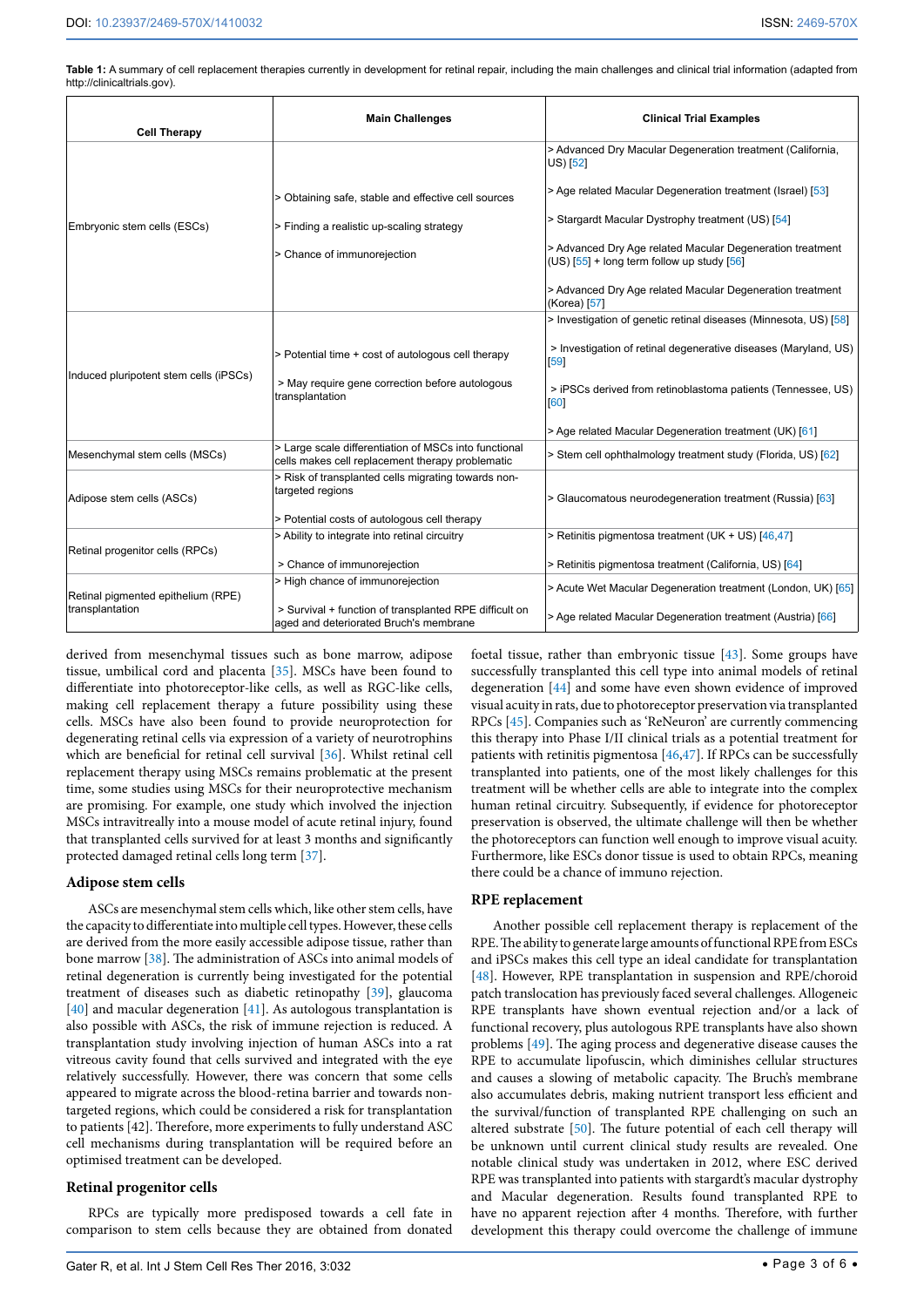**Table 1:** A summary of cell replacement therapies currently in development for retinal repair, including the main challenges and clinical trial information (adapted from http://clinicaltrials.gov).

| Cell Therapy | Main Challenges | Clinical Trial Examples |
|---|---|---|
| Embryonic stem cells (ESCs) | > Obtaining safe, stable and effective cell sources<br>> Finding a realistic up-scaling strategy<br>> Chance of immunorejection | > Advanced Dry Macular Degeneration treatment (California, US) [52]<br>> Age related Macular Degeneration treatment (Israel) [53]<br>> Stargardt Macular Dystrophy treatment (US) [54]<br>> Advanced Dry Age related Macular Degeneration treatment (US) [55] + long term follow up study [56]<br>> Advanced Dry Age related Macular Degeneration treatment (Korea) [57] |
| Induced pluripotent stem cells (iPSCs) | > Potential time + cost of autologous cell therapy<br>> May require gene correction before autologous transplantation | > Investigation of genetic retinal diseases (Minnesota, US) [58]<br>> Investigation of retinal degenerative diseases (Maryland, US) [59]<br>> iPSCs derived from retinoblastoma patients (Tennessee, US) [60]<br>> Age related Macular Degeneration treatment (UK) [61] |
| Mesenchymal stem cells (MSCs) | > Large scale differentiation of MSCs into functional cells makes cell replacement therapy problematic | > Stem cell ophthalmology treatment study (Florida, US) [62] |
| Adipose stem cells (ASCs) | > Risk of transplanted cells migrating towards non-targeted regions<br>> Potential costs of autologous cell therapy | > Glaucomatous neurodegeneration treatment (Russia) [63] |
| Retinal progenitor cells (RPCs) | > Ability to integrate into retinal circuitry<br>> Chance of immunorejection | > Retinitis pigmentosa treatment (UK + US) [46,47]<br>> Retinitis pigmentosa treatment (California, US) [64] |
| Retinal pigmented epithelium (RPE) transplantation | > High chance of immunorejection<br>> Survival + function of transplanted RPE difficult on aged and deteriorated Bruch's membrane | > Acute Wet Macular Degeneration treatment (London, UK) [65]<br>> Age related Macular Degeneration treatment (Austria) [66] |

derived from mesenchymal tissues such as bone marrow, adipose tissue, umbilical cord and placenta [35]. MSCs have been found to differentiate into photoreceptor-like cells, as well as RGC-like cells, making cell replacement therapy a future possibility using these cells. MSCs have also been found to provide neuroprotection for degenerating retinal cells via expression of a variety of neurotrophins which are beneficial for retinal cell survival [36]. Whilst retinal cell replacement therapy using MSCs remains problematic at the present time, some studies using MSCs for their neuroprotective mechanism are promising. For example, one study which involved the injection MSCs intravitreally into a mouse model of acute retinal injury, found that transplanted cells survived for at least 3 months and significantly protected damaged retinal cells long term [37].

### Adipose stem cells

ASCs are mesenchymal stem cells which, like other stem cells, have the capacity to differentiate into multiple cell types. However, these cells are derived from the more easily accessible adipose tissue, rather than bone marrow [38]. The administration of ASCs into animal models of retinal degeneration is currently being investigated for the potential treatment of diseases such as diabetic retinopathy [39], glaucoma [40] and macular degeneration [41]. As autologous transplantation is also possible with ASCs, the risk of immune rejection is reduced. A transplantation study involving injection of human ASCs into a rat vitreous cavity found that cells survived and integrated with the eye relatively successfully. However, there was concern that some cells appeared to migrate across the blood-retina barrier and towards non-targeted regions, which could be considered a risk for transplantation to patients [42]. Therefore, more experiments to fully understand ASC cell mechanisms during transplantation will be required before an optimised treatment can be developed.

### Retinal progenitor cells

RPCs are typically more predisposed towards a cell fate in comparison to stem cells because they are obtained from donated foetal tissue, rather than embryonic tissue [43]. Some groups have successfully transplanted this cell type into animal models of retinal degeneration [44] and some have even shown evidence of improved visual acuity in rats, due to photoreceptor preservation via transplanted RPCs [45]. Companies such as 'ReNeuron' are currently commencing this therapy into Phase I/II clinical trials as a potential treatment for patients with retinitis pigmentosa [46,47]. If RPCs can be successfully transplanted into patients, one of the most likely challenges for this treatment will be whether cells are able to integrate into the complex human retinal circuitry. Subsequently, if evidence for photoreceptor preservation is observed, the ultimate challenge will then be whether the photoreceptors can function well enough to improve visual acuity. Furthermore, like ESCs donor tissue is used to obtain RPCs, meaning there could be a chance of immuno rejection.

### RPE replacement

Another possible cell replacement therapy is replacement of the RPE. The ability to generate large amounts of functional RPE from ESCs and iPSCs makes this cell type an ideal candidate for transplantation [48]. However, RPE transplantation in suspension and RPE/choroid patch translocation has previously faced several challenges. Allogeneic RPE transplants have shown eventual rejection and/or a lack of functional recovery, plus autologous RPE transplants have also shown problems [49]. The aging process and degenerative disease causes the RPE to accumulate lipofuscin, which diminishes cellular structures and causes a slowing of metabolic capacity. The Bruch's membrane also accumulates debris, making nutrient transport less efficient and the survival/function of transplanted RPE challenging on such an altered substrate [50]. The future potential of each cell therapy will be unknown until current clinical study results are revealed. One notable clinical study was undertaken in 2012, where ESC derived RPE was transplanted into patients with stargardt's macular dystrophy and Macular degeneration. Results found transplanted RPE to have no apparent rejection after 4 months. Therefore, with further development this therapy could overcome the challenge of immune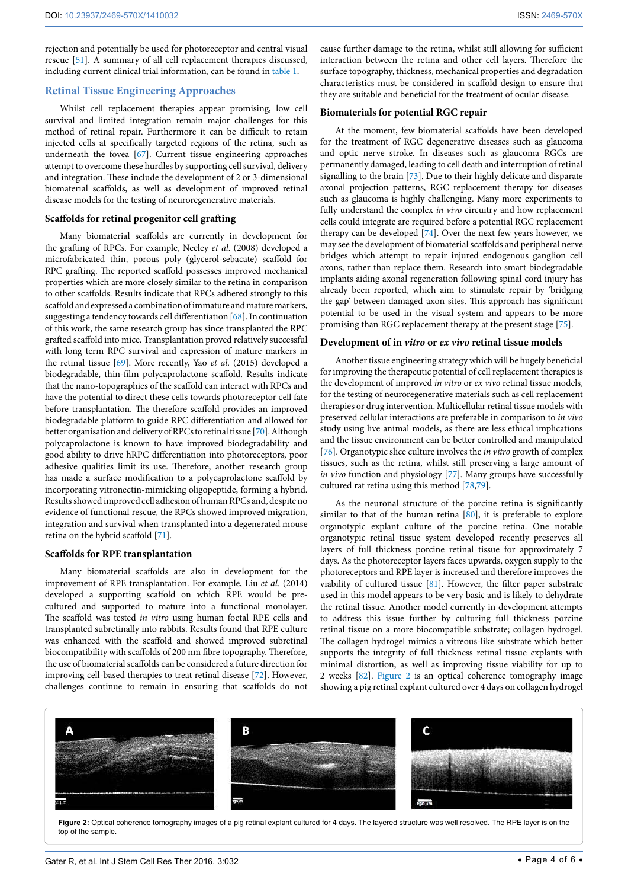rejection and potentially be used for photoreceptor and central visual rescue [51]. A summary of all cell replacement therapies discussed, including current clinical trial information, can be found in table 1.

## Retinal Tissue Engineering Approaches

Whilst cell replacement therapies appear promising, low cell survival and limited integration remain major challenges for this method of retinal repair. Furthermore it can be difficult to retain injected cells at specifically targeted regions of the retina, such as underneath the fovea [67]. Current tissue engineering approaches attempt to overcome these hurdles by supporting cell survival, delivery and integration. These include the development of 2 or 3-dimensional biomaterial scaffolds, as well as development of improved retinal disease models for the testing of neuroregenerative materials.

### Scaffolds for retinal progenitor cell grafting

Many biomaterial scaffolds are currently in development for the grafting of RPCs. For example, Neeley *et al*. (2008) developed a microfabricated thin, porous poly (glycerol-sebacate) scaffold for RPC grafting. The reported scaffold possesses improved mechanical properties which are more closely similar to the retina in comparison to other scaffolds. Results indicate that RPCs adhered strongly to this scaffold and expressed a combination of immature and mature markers, suggesting a tendency towards cell differentiation [68]. In continuation of this work, the same research group has since transplanted the RPC grafted scaffold into mice. Transplantation proved relatively successful with long term RPC survival and expression of mature markers in the retinal tissue [69]. More recently, Yao *et al*. (2015) developed a biodegradable, thin-film polycaprolactone scaffold. Results indicate that the nano-topographies of the scaffold can interact with RPCs and have the potential to direct these cells towards photoreceptor cell fate before transplantation. The therefore scaffold provides an improved biodegradable platform to guide RPC differentiation and allowed for better organisation and delivery of RPCs to retinal tissue [70]. Although polycaprolactone is known to have improved biodegradability and good ability to drive hRPC differentiation into photoreceptors, poor adhesive qualities limit its use. Therefore, another research group has made a surface modification to a polycaprolactone scaffold by incorporating vitronectin-mimicking oligopeptide, forming a hybrid. Results showed improved cell adhesion of human RPCs and, despite no evidence of functional rescue, the RPCs showed improved migration, integration and survival when transplanted into a degenerated mouse retina on the hybrid scaffold [71].

### Scaffolds for RPE transplantation

Many biomaterial scaffolds are also in development for the improvement of RPE transplantation. For example, Liu *et al.* (2014) developed a supporting scaffold on which RPE would be pre-cultured and supported to mature into a functional monolayer. The scaffold was tested *in vitro* using human foetal RPE cells and transplanted subretinally into rabbits. Results found that RPE culture was enhanced with the scaffold and showed improved subretinal biocompatibility with scaffolds of 200 nm fibre topography. Therefore, the use of biomaterial scaffolds can be considered a future direction for improving cell-based therapies to treat retinal disease [72]. However, challenges continue to remain in ensuring that scaffolds do not cause further damage to the retina, whilst still allowing for sufficient interaction between the retina and other cell layers. Therefore the surface topography, thickness, mechanical properties and degradation characteristics must be considered in scaffold design to ensure that they are suitable and beneficial for the treatment of ocular disease.

### Biomaterials for potential RGC repair

At the moment, few biomaterial scaffolds have been developed for the treatment of RGC degenerative diseases such as glaucoma and optic nerve stroke. In diseases such as glaucoma RGCs are permanently damaged, leading to cell death and interruption of retinal signalling to the brain [73]. Due to their highly delicate and disparate axonal projection patterns, RGC replacement therapy for diseases such as glaucoma is highly challenging. Many more experiments to fully understand the complex *in vivo* circuitry and how replacement cells could integrate are required before a potential RGC replacement therapy can be developed [74]. Over the next few years however, we may see the development of biomaterial scaffolds and peripheral nerve bridges which attempt to repair injured endogenous ganglion cell axons, rather than replace them. Research into smart biodegradable implants aiding axonal regeneration following spinal cord injury has already been reported, which aim to stimulate repair by 'bridging the gap' between damaged axon sites. This approach has significant potential to be used in the visual system and appears to be more promising than RGC replacement therapy at the present stage [75].

### Development of in *vitro* or *ex vivo* retinal tissue models

Another tissue engineering strategy which will be hugely beneficial for improving the therapeutic potential of cell replacement therapies is the development of improved *in vitro* or *ex vivo* retinal tissue models, for the testing of neuroregenerative materials such as cell replacement therapies or drug intervention. Multicellular retinal tissue models with preserved cellular interactions are preferable in comparison to *in vivo* study using live animal models, as there are less ethical implications and the tissue environment can be better controlled and manipulated [76]. Organotypic slice culture involves the *in vitro* growth of complex tissues, such as the retina, whilst still preserving a large amount of *in vivo* function and physiology [77]. Many groups have successfully cultured rat retina using this method [78,79].

As the neuronal structure of the porcine retina is significantly similar to that of the human retina [80], it is preferable to explore organotypic explant culture of the porcine retina. One notable organotypic retinal tissue system developed recently preserves all layers of full thickness porcine retinal tissue for approximately 7 days. As the photoreceptor layers faces upwards, oxygen supply to the photoreceptors and RPE layer is increased and therefore improves the viability of cultured tissue [81]. However, the filter paper substrate used in this model appears to be very basic and is likely to dehydrate the retinal tissue. Another model currently in development attempts to address this issue further by culturing full thickness porcine retinal tissue on a more biocompatible substrate; collagen hydrogel. The collagen hydrogel mimics a vitreous-like substrate which better supports the integrity of full thickness retinal tissue explants with minimal distortion, as well as improving tissue viability for up to 2 weeks [82]. Figure 2 is an optical coherence tomography image showing a pig retinal explant cultured over 4 days on collagen hydrogel

**Figure 2:** Optical coherence tomography images of a pig retinal explant cultured for 4 days. The layered structure was well resolved. The RPE layer is on the top of the sample.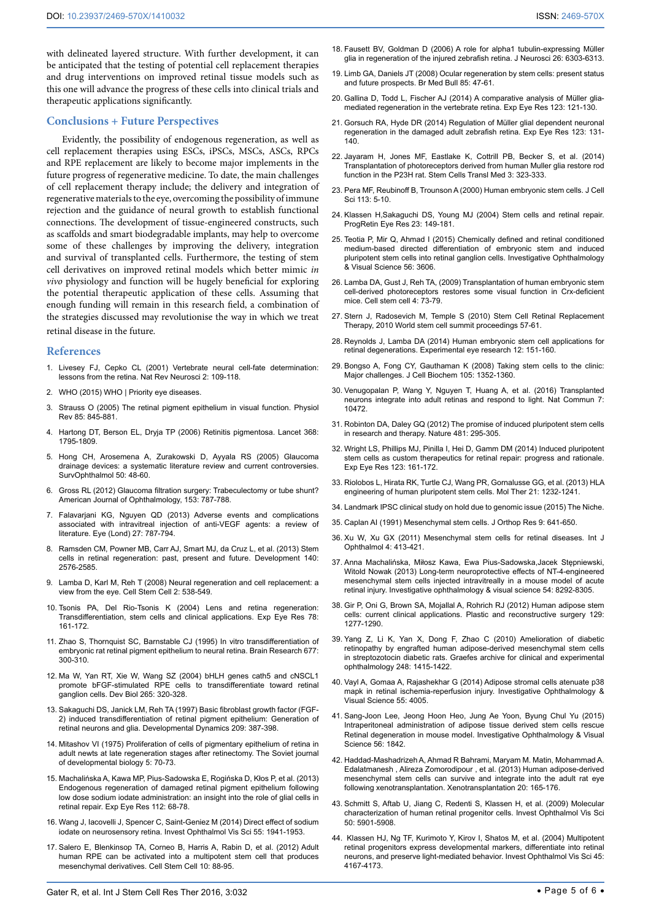with delineated layered structure. With further development, it can be anticipated that the testing of potential cell replacement therapies and drug interventions on improved retinal tissue models such as this one will advance the progress of these cells into clinical trials and therapeutic applications significantly.

## Conclusions + Future Perspectives

Evidently, the possibility of endogenous regeneration, as well as cell replacement therapies using ESCs, iPSCs, MSCs, ASCs, RPCs and RPE replacement are likely to become major implements in the future progress of regenerative medicine. To date, the main challenges of cell replacement therapy include; the delivery and integration of regenerative materials to the eye, overcoming the possibility of immune rejection and the guidance of neural growth to establish functional connections. The development of tissue-engineered constructs, such as scaffolds and smart biodegradable implants, may help to overcome some of these challenges by improving the delivery, integration and survival of transplanted cells. Furthermore, the testing of stem cell derivatives on improved retinal models which better mimic *in vivo* physiology and function will be hugely beneficial for exploring the potential therapeutic application of these cells. Assuming that enough funding will remain in this research field, a combination of the strategies discussed may revolutionise the way in which we treat retinal disease in the future.

## References

1. Livesey FJ, Cepko CL (2001) Vertebrate neural cell-fate determination: lessons from the retina. Nat Rev Neurosci 2: 109-118.
2. WHO (2015) WHO | Priority eye diseases.
3. Strauss O (2005) The retinal pigment epithelium in visual function. Physiol Rev 85: 845-881.
4. Hartong DT, Berson EL, Dryja TP (2006) Retinitis pigmentosa. Lancet 368: 1795-1809.
5. Hong CH, Arosemena A, Zurakowski D, Ayyala RS (2005) Glaucoma drainage devices: a systematic literature review and current controversies. SurvOphthalmol 50: 48-60.
6. Gross RL (2012) Glaucoma filtration surgery: Trabeculectomy or tube shunt? American Journal of Ophthalmology, 153: 787-788.
7. Falavarjani KG, Nguyen QD (2013) Adverse events and complications associated with intravitreal injection of anti-VEGF agents: a review of literature. Eye (Lond) 27: 787-794.
8. Ramsden CM, Powner MB, Carr AJ, Smart MJ, da Cruz L, et al. (2013) Stem cells in retinal regeneration: past, present and future. Development 140: 2576-2585.
9. Lamba D, Karl M, Reh T (2008) Neural regeneration and cell replacement: a view from the eye. Cell Stem Cell 2: 538-549.
10. Tsonis PA, Del Rio-Tsonis K (2004) Lens and retina regeneration: Transdifferentiation, stem cells and clinical applications. Exp Eye Res 78: 161-172.
11. Zhao S, Thornquist SC, Barnstable CJ (1995) In vitro transdifferentiation of embryonic rat retinal pigment epithelium to neural retina. Brain Research 677: 300-310.
12. Ma W, Yan RT, Xie W, Wang SZ (2004) bHLH genes cath5 and cNSCL1 promote bFGF-stimulated RPE cells to transdifferentiate toward retinal ganglion cells. Dev Biol 265: 320-328.
13. Sakaguchi DS, Janick LM, Reh TA (1997) Basic fibroblast growth factor (FGF-2) induced transdifferentiation of retinal pigment epithelium: Generation of retinal neurons and glia. Developmental Dynamics 209: 387-398.
14. Mitashov VI (1975) Proliferation of cells of pigmentary epithelium of retina in adult newts at late regeneration stages after retinectomy. The Soviet journal of developmental biology 5: 70-73.
15. Machalińska A, Kawa MP, Pius-Sadowska E, Rogińska D, Kłos P, et al. (2013) Endogenous regeneration of damaged retinal pigment epithelium following low dose sodium iodate administration: an insight into the role of glial cells in retinal repair. Exp Eye Res 112: 68-78.
16. Wang J, Iacovelli J, Spencer C, Saint-Geniez M (2014) Direct effect of sodium iodate on neurosensory retina. Invest Ophthalmol Vis Sci 55: 1941-1953.
17. Salero E, Blenkinsop TA, Corneo B, Harris A, Rabin D, et al. (2012) Adult human RPE can be activated into a multipotent stem cell that produces mesenchymal derivatives. Cell Stem Cell 10: 88-95.
18. Fausett BV, Goldman D (2006) A role for alpha1 tubulin-expressing Müller glia in regeneration of the injured zebrafish retina. J Neurosci 26: 6303-6313.
19. Limb GA, Daniels JT (2008) Ocular regeneration by stem cells: present status and future prospects. Br Med Bull 85: 47-61.
20. Gallina D, Todd L, Fischer AJ (2014) A comparative analysis of Müller glia-mediated regeneration in the vertebrate retina. Exp Eye Res 123: 121-130.
21. Gorsuch RA, Hyde DR (2014) Regulation of Müller glial dependent neuronal regeneration in the damaged adult zebrafish retina. Exp Eye Res 123: 131-140.
22. Jayaram H, Jones MF, Eastlake K, Cottrill PB, Becker S, et al. (2014) Transplantation of photoreceptors derived from human Muller glia restore rod function in the P23H rat. Stem Cells Transl Med 3: 323-333.
23. Pera MF, Reubinoff B, Trounson A (2000) Human embryonic stem cells. J Cell Sci 113: 5-10.
24. Klassen H,Sakaguchi DS, Young MJ (2004) Stem cells and retinal repair. ProgRetin Eye Res 23: 149-181.
25. Teotia P, Mir Q, Ahmad I (2015) Chemically defined and retinal conditioned medium-based directed differentiation of embryonic stem and induced pluripotent stem cells into retinal ganglion cells. Investigative Ophthalmology & Visual Science 56: 3606.
26. Lamba DA, Gust J, Reh TA, (2009) Transplantation of human embryonic stem cell-derived photoreceptors restores some visual function in Crx-deficient mice. Cell stem cell 4: 73-79.
27. Stern J, Radosevich M, Temple S (2010) Stem Cell Retinal Replacement Therapy, 2010 World stem cell summit proceedings 57-61.
28. Reynolds J, Lamba DA (2014) Human embryonic stem cell applications for retinal degenerations. Experimental eye research 12: 151-160.
29. Bongso A, Fong CY, Gauthaman K (2008) Taking stem cells to the clinic: Major challenges. J Cell Biochem 105: 1352-1360.
30. Venugopalan P, Wang Y, Nguyen T, Huang A, et al. (2016) Transplanted neurons integrate into adult retinas and respond to light. Nat Commun 7: 10472.
31. Robinton DA, Daley GQ (2012) The promise of induced pluripotent stem cells in research and therapy. Nature 481: 295-305.
32. Wright LS, Phillips MJ, Pinilla I, Hei D, Gamm DM (2014) Induced pluripotent stem cells as custom therapeutics for retinal repair: progress and rationale. Exp Eye Res 123: 161-172.
33. Riolobos L, Hirata RK, Turtle CJ, Wang PR, Gornalusse GG, et al. (2013) HLA engineering of human pluripotent stem cells. Mol Ther 21: 1232-1241.
34. Landmark IPSC clinical study on hold due to genomic issue (2015) The Niche.
35. Caplan AI (1991) Mesenchymal stem cells. J Orthop Res 9: 641-650.
36. Xu W, Xu GX (2011) Mesenchymal stem cells for retinal diseases. Int J Ophthalmol 4: 413-421.
37. Anna Machalińska, Miłosz Kawa, Ewa Pius-Sadowska,Jacek Stępniewski, Witold Nowak (2013) Long-term neuroprotective effects of NT-4-engineered mesenchymal stem cells injected intravitreally in a mouse model of acute retinal injury. Investigative ophthalmology & visual science 54: 8292-8305.
38. Gir P, Oni G, Brown SA, Mojallal A, Rohrich RJ (2012) Human adipose stem cells: current clinical applications. Plastic and reconstructive surgery 129: 1277-1290.
39. Yang Z, Li K, Yan X, Dong F, Zhao C (2010) Amelioration of diabetic retinopathy by engrafted human adipose-derived mesenchymal stem cells in streptozotocin diabetic rats. Graefes archive for clinical and experimental ophthalmology 248: 1415-1422.
40. Vayl A, Gomaa A, Rajashekhar G (2014) Adipose stromal cells atenuate p38 mapk in retinal ischemia-reperfusion injury. Investigative Ophthalmology & Visual Science 55: 4005.
41. Sang-Joon Lee, Jeong Hoon Heo, Jung Ae Yoon, Byung Chul Yu (2015) Intraperitoneal administration of adipose tissue derived stem cells rescue Retinal degeneration in mouse model. Investigative Ophthalmology & Visual Science 56: 1842.
42. Haddad-Mashadrizeh A, Ahmad R Bahrami, Maryam M. Matin, Mohammad A. Edalatmanesh , Alireza Zomorodipour , et al. (2013) Human adipose-derived mesenchymal stem cells can survive and integrate into the adult rat eye following xenotransplantation. Xenotransplantation 20: 165-176.
43. Schmitt S, Aftab U, Jiang C, Redenti S, Klassen H, et al. (2009) Molecular characterization of human retinal progenitor cells. Invest Ophthalmol Vis Sci 50: 5901-5908.
44. Klassen HJ, Ng TF, Kurimoto Y, Kirov I, Shatos M, et al. (2004) Multipotent retinal progenitors express developmental markers, differentiate into retinal neurons, and preserve light-mediated behavior. Invest Ophthalmol Vis Sci 45: 4167-4173.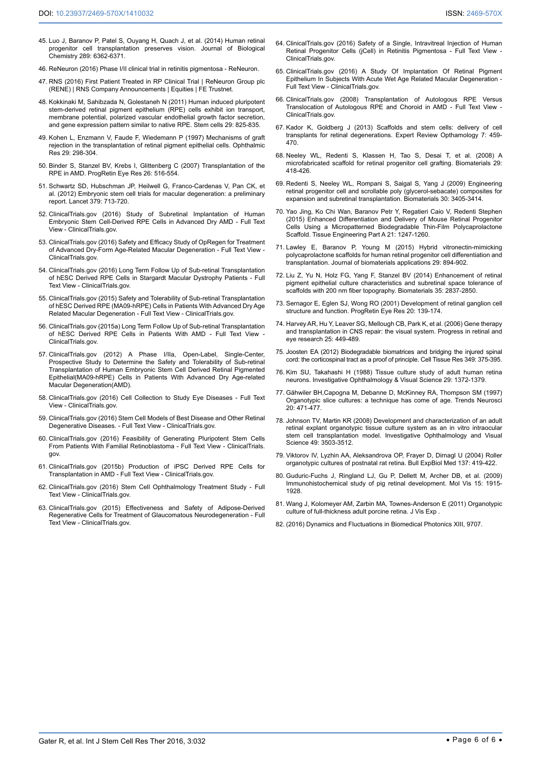45. Luo J, Baranov P, Patel S, Ouyang H, Quach J, et al. (2014) Human retinal progenitor cell transplantation preserves vision. Journal of Biological Chemistry 289: 6362-6371.

46. ReNeuron (2016) Phase I/II clinical trial in retinitis pigmentosa - ReNeuron.

47. RNS (2016) First Patient Treated in RP Clinical Trial | ReNeuron Group plc (RENE) | RNS Company Announcements | Equities | FE Trustnet.

48. Kokkinaki M, Sahibzada N, Golestaneh N (2011) Human induced pluripotent stem-derived retinal pigment epithelium (RPE) cells exhibit ion transport, membrane potential, polarized vascular endothelial growth factor secretion, and gene expression pattern similar to native RPE. Stem cells 29: 825-835.

49. Kohen L, Enzmann V, Faude F, Wiedemann P (1997) Mechanisms of graft rejection in the transplantation of retinal pigment epithelial cells. Ophthalmic Res 29: 298-304.

50. Binder S, Stanzel BV, Krebs I, Glittenberg C (2007) Transplantation of the RPE in AMD. ProgRetin Eye Res 26: 516-554.

51. Schwartz SD, Hubschman JP, Heilwell G, Franco-Cardenas V, Pan CK, et al. (2012) Embryonic stem cell trials for macular degeneration: a preliminary report. Lancet 379: 713-720.

52. ClinicalTrials.gov (2016) Study of Subretinal Implantation of Human Embryonic Stem Cell-Derived RPE Cells in Advanced Dry AMD - Full Text View - ClinicalTrials.gov.

53. ClinicalTrials.gov (2016) Safety and Efficacy Study of OpRegen for Treatment of Advanced Dry-Form Age-Related Macular Degeneration - Full Text View - ClinicalTrials.gov.

54. ClinicalTrials.gov (2016) Long Term Follow Up of Sub-retinal Transplantation of hESC Derived RPE Cells in Stargardt Macular Dystrophy Patients - Full Text View - ClinicalTrials.gov.

55. ClinicalTrials.gov (2015) Safety and Tolerability of Sub-retinal Transplantation of hESC Derived RPE (MA09-hRPE) Cells in Patients With Advanced Dry Age Related Macular Degeneration - Full Text View - ClinicalTrials.gov.

56. ClinicalTrials.gov (2015a) Long Term Follow Up of Sub-retinal Transplantation of hESC Derived RPE Cells in Patients With AMD - Full Text View - ClinicalTrials.gov.

57. ClinicalTrials.gov (2012) A Phase I/IIa, Open-Label, Single-Center, Prospective Study to Determine the Safety and Tolerability of Sub-retinal Transplantation of Human Embryonic Stem Cell Derived Retinal Pigmented Epithelial(MA09-hRPE) Cells in Patients With Advanced Dry Age-related Macular Degeneration(AMD).

58. ClinicalTrials.gov (2016) Cell Collection to Study Eye Diseases - Full Text View - ClinicalTrials.gov.

59. ClinicalTrials.gov (2016) Stem Cell Models of Best Disease and Other Retinal Degenerative Diseases. - Full Text View - ClinicalTrials.gov.

60. ClinicalTrials.gov (2016) Feasibility of Generating Pluripotent Stem Cells From Patients With Familial Retinoblastoma - Full Text View - ClinicalTrials.gov.

61. ClinicalTrials.gov (2015b) Production of iPSC Derived RPE Cells for Transplantation in AMD - Full Text View - ClinicalTrials.gov.

62. ClinicalTrials.gov (2016) Stem Cell Ophthalmology Treatment Study - Full Text View - ClinicalTrials.gov.

63. ClinicalTrials.gov (2015) Effectiveness and Safety of Adipose-Derived Regenerative Cells for Treatment of Glaucomatous Neurodegeneration - Full Text View - ClinicalTrials.gov.

64. ClinicalTrials.gov (2016) Safety of a Single, Intravitreal Injection of Human Retinal Progenitor Cells (jCell) in Retinitis Pigmentosa - Full Text View - ClinicalTrials.gov.

65. ClinicalTrials.gov (2016) A Study Of Implantation Of Retinal Pigment Epithelium In Subjects With Acute Wet Age Related Macular Degeneration - Full Text View - ClinicalTrials.gov.

66. ClinicalTrials.gov (2008) Transplantation of Autologous RPE Versus Translocation of Autologous RPE and Choroid in AMD - Full Text View - ClinicalTrials.gov.

67. Kador K, Goldberg J (2013) Scaffolds and stem cells: delivery of cell transplants for retinal degenerations. Expert Review Opthamology 7: 459-470.

68. Neeley WL, Redenti S, Klassen H, Tao S, Desai T, et al. (2008) A microfabricated scaffold for retinal progenitor cell grafting. Biomaterials 29: 418-426.

69. Redenti S, Neeley WL, Rompani S, Saigal S, Yang J (2009) Engineering retinal progenitor cell and scrollable poly (glycerol-sebacate) composites for expansion and subretinal transplantation. Biomaterials 30: 3405-3414.

70. Yao Jing, Ko Chi Wan, Baranov Petr Y, Regatieri Caio V, Redenti Stephen (2015) Enhanced Differentiation and Delivery of Mouse Retinal Progenitor Cells Using a Micropatterned Biodegradable Thin-Film Polycaprolactone Scaffold. Tissue Engineering Part A 21: 1247-1260.

71. Lawley E, Baranov P, Young M (2015) Hybrid vitronectin-mimicking polycaprolactone scaffolds for human retinal progenitor cell differentiation and transplantation. Journal of biomaterials applications 29: 894-902.

72. Liu Z, Yu N, Holz FG, Yang F, Stanzel BV (2014) Enhancement of retinal pigment epithelial culture characteristics and subretinal space tolerance of scaffolds with 200 nm fiber topography. Biomaterials 35: 2837-2850.

73. Sernagor E, Eglen SJ, Wong RO (2001) Development of retinal ganglion cell structure and function. ProgRetin Eye Res 20: 139-174.

74. Harvey AR, Hu Y, Leaver SG, Mellough CB, Park K, et al. (2006) Gene therapy and transplantation in CNS repair: the visual system. Progress in retinal and eye research 25: 449-489.

75. Joosten EA (2012) Biodegradable biomatrices and bridging the injured spinal cord: the corticospinal tract as a proof of principle. Cell Tissue Res 349: 375-395.

76. Kim SU, Takahashi H (1988) Tissue culture study of adult human retina neurons. Investigative Ophthalmology & Visual Science 29: 1372-1379.

77. Gähwiler BH,Capogna M, Debanne D, McKinney RA, Thompson SM (1997) Organotypic slice cultures: a technique has come of age. Trends Neurosci 20: 471-477.

78. Johnson TV, Martin KR (2008) Development and characterization of an adult retinal explant organotypic tissue culture system as an in vitro intraocular stem cell transplantation model. Investigative Ophthalmology and Visual Science 49: 3503-3512.

79. Viktorov IV, Lyzhin AA, Aleksandrova OP, Frayer D, Dirnagl U (2004) Roller organotypic cultures of postnatal rat retina. Bull ExpBiol Med 137: 419-422.

80. Guduric-Fuchs J, Ringland LJ, Gu P, Dellett M, Archer DB, et al. (2009) Immunohistochemical study of pig retinal development. Mol Vis 15: 1915-1928.

81. Wang J, Kolomeyer AM, Zarbin MA, Townes-Anderson E (2011) Organotypic culture of full-thickness adult porcine retina. J Vis Exp .

82. (2016) Dynamics and Fluctuations in Biomedical Photonics XIII, 9707.